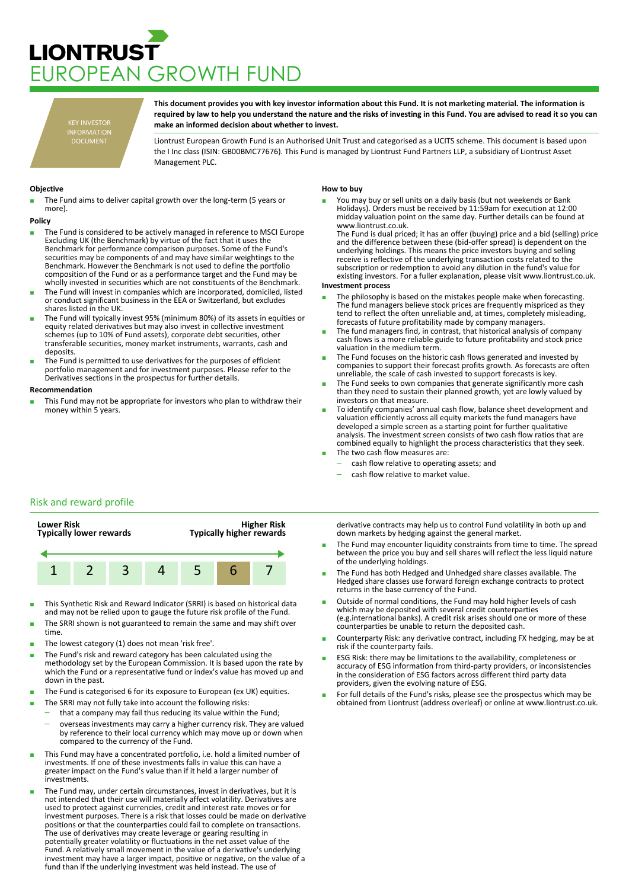# LIONTRUST EUROPEAN GROWTH FUND

KEY INVESTOR INFORMATION DOCUMENT

**This document provides you with key investor information about this Fund. It is not marketing material. The information is required by law to help you understand the nature and the risks of investing in this Fund. You are advised to read it so you can make an informed decision about whether to invest.**

Liontrust European Growth Fund is an Authorised Unit Trust and categorised as a UCITS scheme. This document is based upon the I Inc class (ISIN: GB00BMC77676). This Fund is managed by Liontrust Fund Partners LLP, a subsidiary of Liontrust Asset Management PLC.

### Objective

- The Fund aims to deliver capital growth over the long-term (5 years or more).

### Policy

- The Fund is considered to be actively managed in reference to MSCI Europe Excluding UK (the Benchmark) by virtue of the fact that it uses the Benchmark for performance comparison purposes. Some of the Fund's securities may be components of and may have similar weightings to the Benchmark. However the Benchmark is not used to define the portfolio composition of the Fund or as a performance target and the Fund may be wholly invested in securities which are not constituents of the Benchmark.
- The Fund will invest in companies which are incorporated, domiciled, listed or conduct significant business in the EEA or Switzerland, but excludes shares listed in the UK.
- The Fund will typically invest 95% (minimum 80%) of its assets in equities or equity related derivatives but may also invest in collective investment schemes (up to 10% of Fund assets), corporate debt securities, other transferable securities, money market instruments, warrants, cash and deposits.
- The Fund is permitted to use derivatives for the purposes of efficient portfolio management and for investment purposes. Please refer to the Derivatives sections in the prospectus for further details.

### Recommendation

- This Fund may not be appropriate for investors who plan to withdraw their money within 5 years.

### How to buy

- You may buy or sell units on a daily basis (but not weekends or Bank Holidays). Orders must be received by 11:59am for execution at 12:00 midday valuation point on the same day. Further details can be found at www.liontrust.co.uk.
  The Fund is dual priced; it has an offer (buying) price and a bid (selling) price and the difference between these (bid-offer spread) is dependent on the underlying holdings. This means the price investors buying and selling receive is reflective of the underlying transaction costs related to the subscription or redemption to avoid any dilution in the fund's value for existing investors. For a fuller explanation, please visit www.liontrust.co.uk.

### Investment process

- The philosophy is based on the mistakes people make when forecasting. The fund managers believe stock prices are frequently mispriced as they tend to reflect the often unreliable and, at times, completely misleading, forecasts of future profitability made by company managers.
- The fund managers find, in contrast, that historical analysis of company cash flows is a more reliable guide to future profitability and stock price valuation in the medium term.
- The Fund focuses on the historic cash flows generated and invested by companies to support their forecast profits growth. As forecasts are often unreliable, the scale of cash invested to support forecasts is key.
- The Fund seeks to own companies that generate significantly more cash than they need to sustain their planned growth, yet are lowly valued by investors on that measure.
- To identify companies' annual cash flow, balance sheet development and valuation efficiently across all equity markets the fund managers have developed a simple screen as a starting point for further qualitative analysis. The investment screen consists of two cash flow ratios that are combined equally to highlight the process characteristics that they seek.
- The two cash flow measures are:
  - cash flow relative to operating assets; and
  - cash flow relative to market value.

## Risk and reward profile

| **Lower Risk** Typically lower rewards | | | | | | **Higher Risk** Typically higher rewards |
|---|---|---|---|---|---|---|
| 1 | 2 | 3 | 4 | 5 | **6** | 7 |

- This Synthetic Risk and Reward Indicator (SRRI) is based on historical data and may not be relied upon to gauge the future risk profile of the Fund.
- The SRRI shown is not guaranteed to remain the same and may shift over time.
- The lowest category (1) does not mean 'risk free'.
- The Fund's risk and reward category has been calculated using the methodology set by the European Commission. It is based upon the rate by which the Fund or a representative fund or index's value has moved up and down in the past.
- The Fund is categorised 6 for its exposure to European (ex UK) equities.
- The SRRI may not fully take into account the following risks:
  - that a company may fail thus reducing its value within the Fund;
  - overseas investments may carry a higher currency risk. They are valued by reference to their local currency which may move up or down when compared to the currency of the Fund.
- This Fund may have a concentrated portfolio, i.e. hold a limited number of investments. If one of these investments falls in value this can have a greater impact on the Fund's value than if it held a larger number of investments.
- The Fund may, under certain circumstances, invest in derivatives, but it is not intended that their use will materially affect volatility. Derivatives are used to protect against currencies, credit and interest rate moves or for investment purposes. There is a risk that losses could be made on derivative positions or that the counterparties could fail to complete on transactions. The use of derivatives may create leverage or gearing resulting in potentially greater volatility or fluctuations in the net asset value of the Fund. A relatively small movement in the value of a derivative's underlying investment may have a larger impact, positive or negative, on the value of a fund than if the underlying investment was held instead. The use of derivative contracts may help us to control Fund volatility in both up and down markets by hedging against the general market.
- The Fund may encounter liquidity constraints from time to time. The spread between the price you buy and sell shares will reflect the less liquid nature of the underlying holdings.
- The Fund has both Hedged and Unhedged share classes available. The Hedged share classes use forward foreign exchange contracts to protect returns in the base currency of the Fund.
- Outside of normal conditions, the Fund may hold higher levels of cash which may be deposited with several credit counterparties (e.g.international banks). A credit risk arises should one or more of these counterparties be unable to return the deposited cash.
- Counterparty Risk: any derivative contract, including FX hedging, may be at risk if the counterparty fails.
- ESG Risk: there may be limitations to the availability, completeness or accuracy of ESG information from third-party providers, or inconsistencies in the consideration of ESG factors across different third party data providers, given the evolving nature of ESG.
- For full details of the Fund's risks, please see the prospectus which may be obtained from Liontrust (address overleaf) or online at www.liontrust.co.uk.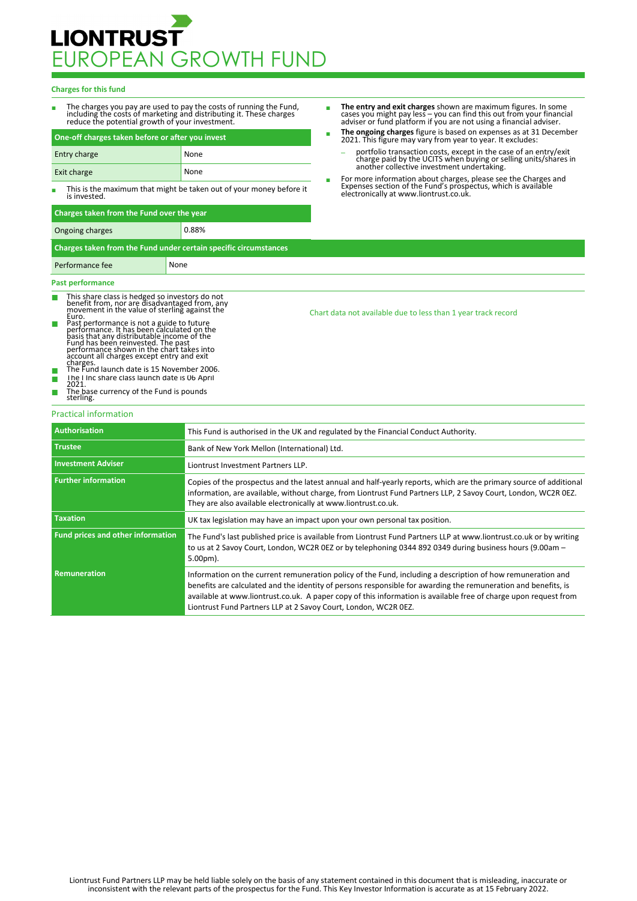# LIONTRUST
# EUROPEAN GROWTH FUND

## Charges for this fund

- The charges you pay are used to pay the costs of running the Fund, including the costs of marketing and distributing it. These charges reduce the potential growth of your investment.

| One-off charges taken before or after you invest | |
|---|---|
| Entry charge | None |
| Exit charge | None |

- This is the maximum that might be taken out of your money before it is invested.

| Charges taken from the Fund over the year | |
|---|---|
| Ongoing charges | 0.88% |

| Charges taken from the Fund under certain specific circumstances | |
|---|---|
| Performance fee | None |

- **The entry and exit charges** shown are maximum figures. In some cases you might pay less – you can find this out from your financial adviser or fund platform if you are not using a financial adviser.
- **The ongoing charges** figure is based on expenses as at 31 December 2021. This figure may vary from year to year. It excludes:
  - portfolio transaction costs, except in the case of an entry/exit charge paid by the UCITS when buying or selling units/shares in another collective investment undertaking.
- For more information about charges, please see the Charges and Expenses section of the Fund's prospectus, which is available electronically at www.liontrust.co.uk.

## Past performance

- This share class is hedged so investors do not benefit from, nor are disadvantaged from, any movement in the value of sterling against the Euro.
- Past performance is not a guide to future performance. It has been calculated on the basis that any distributable income of the Fund has been reinvested. The past performance shown in the chart takes into account all charges except entry and exit charges.
- The Fund launch date is 15 November 2006.
- The I Inc share class launch date is 06 April 2021.
- The base currency of the Fund is pounds sterling.

Chart data not available due to less than 1 year track record

## Practical information

| | |
|---|---|
| **Authorisation** | This Fund is authorised in the UK and regulated by the Financial Conduct Authority. |
| **Trustee** | Bank of New York Mellon (International) Ltd. |
| **Investment Adviser** | Liontrust Investment Partners LLP. |
| **Further information** | Copies of the prospectus and the latest annual and half-yearly reports, which are the primary source of additional information, are available, without charge, from Liontrust Fund Partners LLP, 2 Savoy Court, London, WC2R 0EZ. They are also available electronically at www.liontrust.co.uk. |
| **Taxation** | UK tax legislation may have an impact upon your own personal tax position. |
| **Fund prices and other information** | The Fund's last published price is available from Liontrust Fund Partners LLP at www.liontrust.co.uk or by writing to us at 2 Savoy Court, London, WC2R 0EZ or by telephoning 0344 892 0349 during business hours (9.00am – 5.00pm). |
| **Remuneration** | Information on the current remuneration policy of the Fund, including a description of how remuneration and benefits are calculated and the identity of persons responsible for awarding the remuneration and benefits, is available at www.liontrust.co.uk. A paper copy of this information is available free of charge upon request from Liontrust Fund Partners LLP at 2 Savoy Court, London, WC2R 0EZ. |

Liontrust Fund Partners LLP may be held liable solely on the basis of any statement contained in this document that is misleading, inaccurate or inconsistent with the relevant parts of the prospectus for the Fund. This Key Investor Information is accurate as at 15 February 2022.